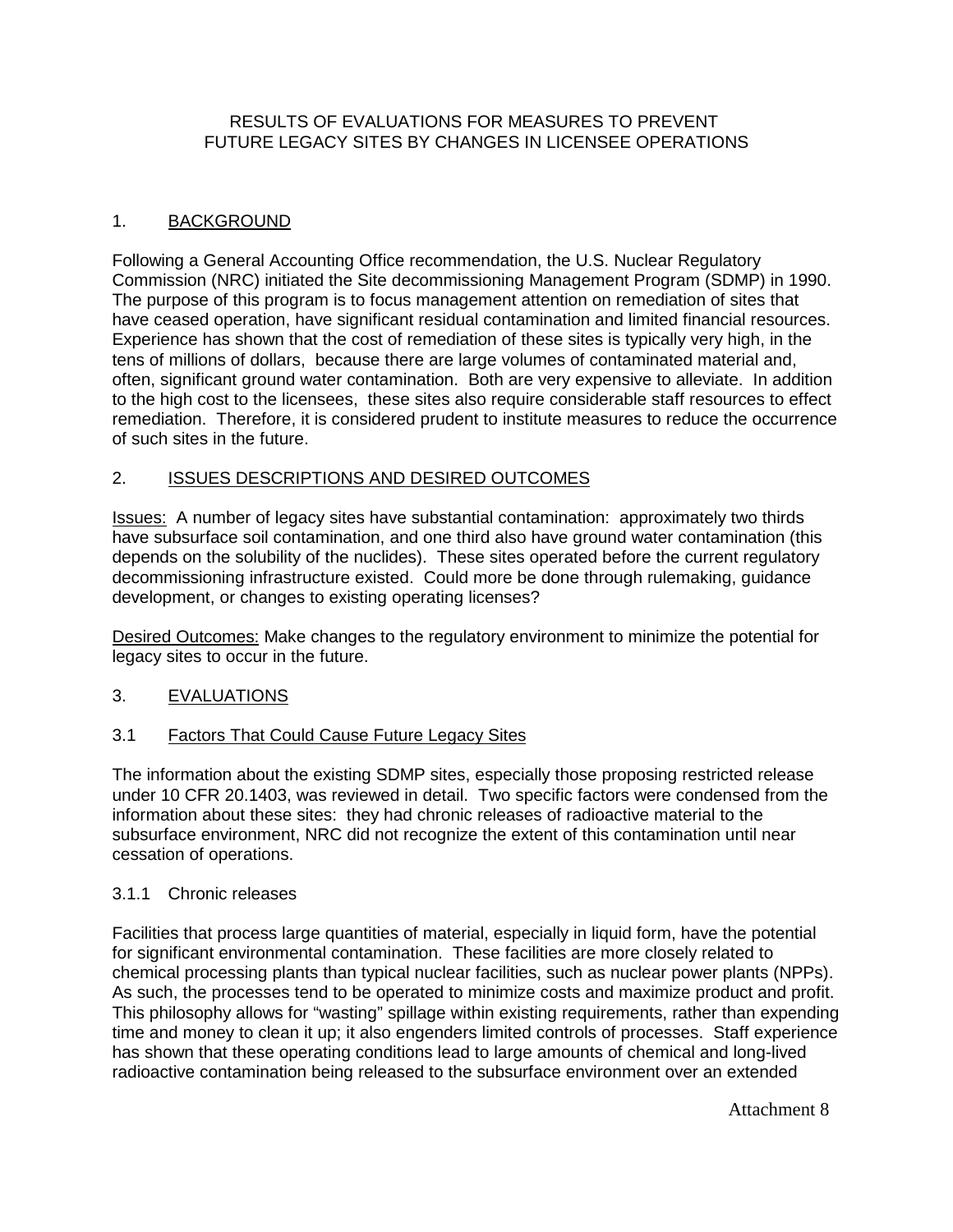# RESULTS OF EVALUATIONS FOR MEASURES TO PREVENT FUTURE LEGACY SITES BY CHANGES IN LICENSEE OPERATIONS

## 1. BACKGROUND

Following a General Accounting Office recommendation, the U.S. Nuclear Regulatory Commission (NRC) initiated the Site decommissioning Management Program (SDMP) in 1990. The purpose of this program is to focus management attention on remediation of sites that have ceased operation, have significant residual contamination and limited financial resources. Experience has shown that the cost of remediation of these sites is typically very high, in the tens of millions of dollars, because there are large volumes of contaminated material and, often, significant ground water contamination. Both are very expensive to alleviate. In addition to the high cost to the licensees, these sites also require considerable staff resources to effect remediation. Therefore, it is considered prudent to institute measures to reduce the occurrence of such sites in the future.

## 2. ISSUES DESCRIPTIONS AND DESIRED OUTCOMES

Issues: A number of legacy sites have substantial contamination: approximately two thirds have subsurface soil contamination, and one third also have ground water contamination (this depends on the solubility of the nuclides). These sites operated before the current regulatory decommissioning infrastructure existed. Could more be done through rulemaking, guidance development, or changes to existing operating licenses?

Desired Outcomes: Make changes to the regulatory environment to minimize the potential for legacy sites to occur in the future.

## 3. EVALUATIONS

### 3.1 Factors That Could Cause Future Legacy Sites

The information about the existing SDMP sites, especially those proposing restricted release under 10 CFR 20.1403, was reviewed in detail. Two specific factors were condensed from the information about these sites: they had chronic releases of radioactive material to the subsurface environment, NRC did not recognize the extent of this contamination until near cessation of operations.

#### 3.1.1 Chronic releases

Facilities that process large quantities of material, especially in liquid form, have the potential for significant environmental contamination. These facilities are more closely related to chemical processing plants than typical nuclear facilities, such as nuclear power plants (NPPs). As such, the processes tend to be operated to minimize costs and maximize product and profit. This philosophy allows for "wasting" spillage within existing requirements, rather than expending time and money to clean it up; it also engenders limited controls of processes. Staff experience has shown that these operating conditions lead to large amounts of chemical and long-lived radioactive contamination being released to the subsurface environment over an extended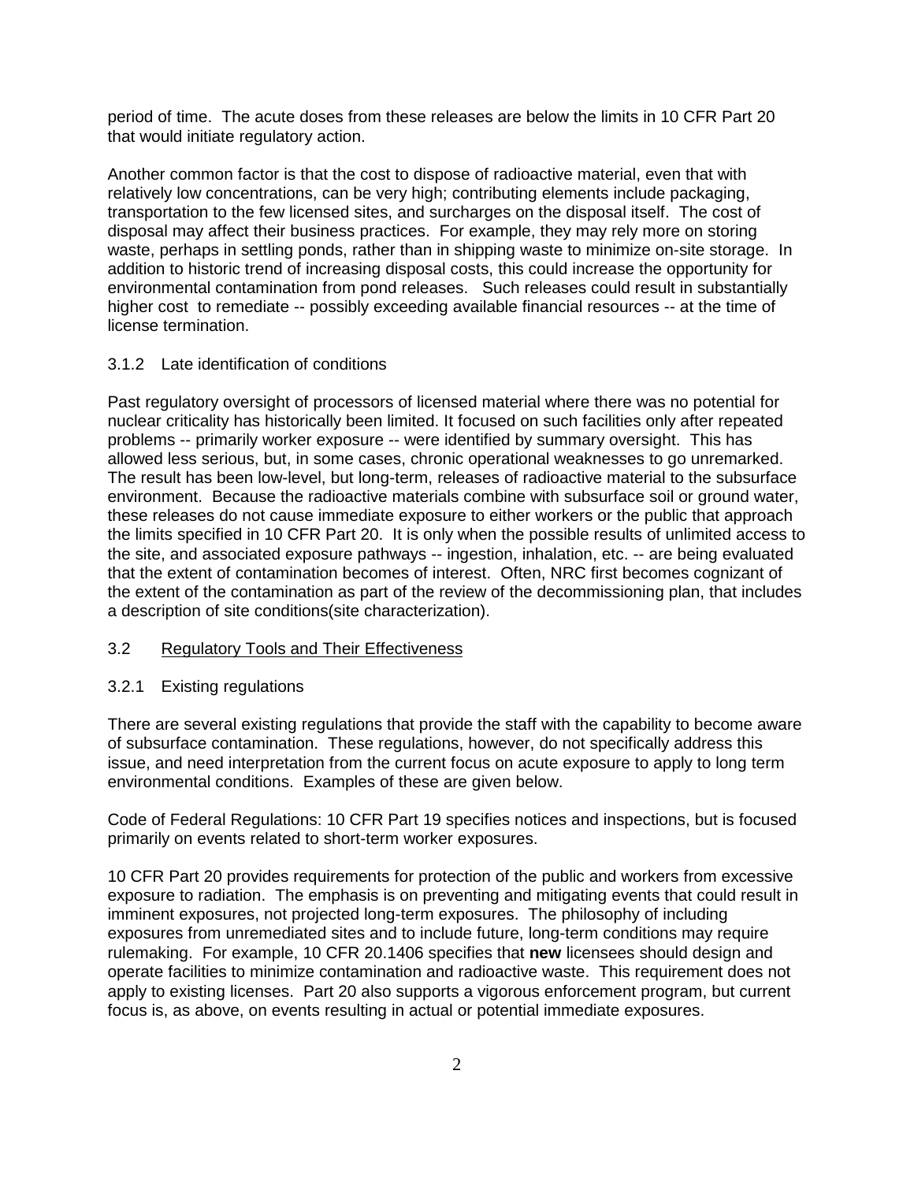period of time. The acute doses from these releases are below the limits in 10 CFR Part 20 that would initiate regulatory action.

Another common factor is that the cost to dispose of radioactive material, even that with relatively low concentrations, can be very high; contributing elements include packaging, transportation to the few licensed sites, and surcharges on the disposal itself. The cost of disposal may affect their business practices. For example, they may rely more on storing waste, perhaps in settling ponds, rather than in shipping waste to minimize on-site storage. In addition to historic trend of increasing disposal costs, this could increase the opportunity for environmental contamination from pond releases. Such releases could result in substantially higher cost to remediate -- possibly exceeding available financial resources -- at the time of license termination.

### 3.1.2 Late identification of conditions

Past regulatory oversight of processors of licensed material where there was no potential for nuclear criticality has historically been limited. It focused on such facilities only after repeated problems -- primarily worker exposure -- were identified by summary oversight. This has allowed less serious, but, in some cases, chronic operational weaknesses to go unremarked. The result has been low-level, but long-term, releases of radioactive material to the subsurface environment. Because the radioactive materials combine with subsurface soil or ground water, these releases do not cause immediate exposure to either workers or the public that approach the limits specified in 10 CFR Part 20. It is only when the possible results of unlimited access to the site, and associated exposure pathways -- ingestion, inhalation, etc. -- are being evaluated that the extent of contamination becomes of interest. Often, NRC first becomes cognizant of the extent of the contamination as part of the review of the decommissioning plan, that includes a description of site conditions(site characterization).

## 3.2 Regulatory Tools and Their Effectiveness

### 3.2.1 Existing regulations

There are several existing regulations that provide the staff with the capability to become aware of subsurface contamination. These regulations, however, do not specifically address this issue, and need interpretation from the current focus on acute exposure to apply to long term environmental conditions. Examples of these are given below.

Code of Federal Regulations: 10 CFR Part 19 specifies notices and inspections, but is focused primarily on events related to short-term worker exposures.

10 CFR Part 20 provides requirements for protection of the public and workers from excessive exposure to radiation. The emphasis is on preventing and mitigating events that could result in imminent exposures, not projected long-term exposures. The philosophy of including exposures from unremediated sites and to include future, long-term conditions may require rulemaking. For example, 10 CFR 20.1406 specifies that **new** licensees should design and operate facilities to minimize contamination and radioactive waste. This requirement does not apply to existing licenses. Part 20 also supports a vigorous enforcement program, but current focus is, as above, on events resulting in actual or potential immediate exposures.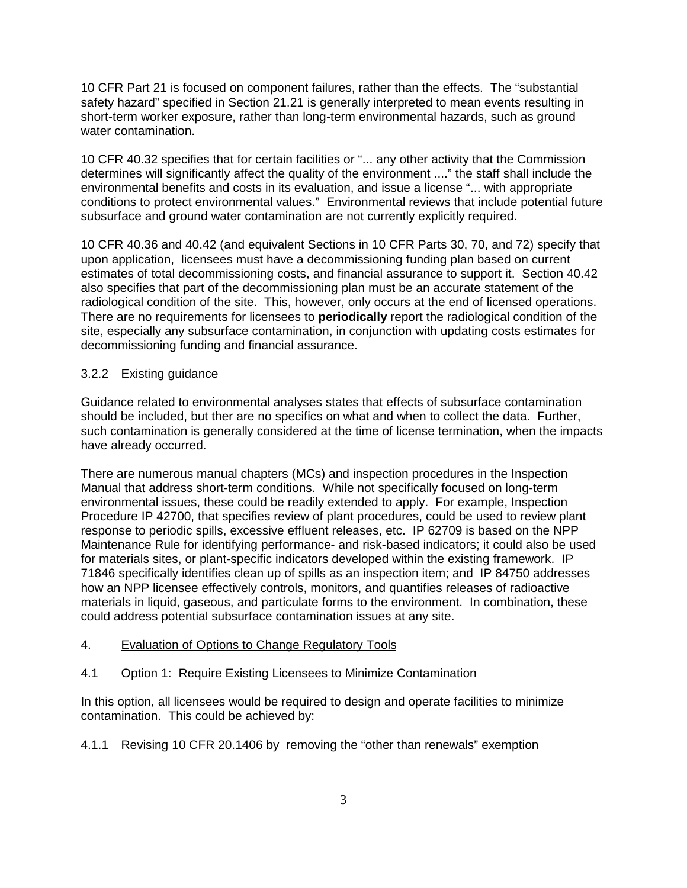10 CFR Part 21 is focused on component failures, rather than the effects. The "substantial safety hazard" specified in Section 21.21 is generally interpreted to mean events resulting in short-term worker exposure, rather than long-term environmental hazards, such as ground water contamination.

10 CFR 40.32 specifies that for certain facilities or "... any other activity that the Commission determines will significantly affect the quality of the environment ...." the staff shall include the environmental benefits and costs in its evaluation, and issue a license "... with appropriate conditions to protect environmental values." Environmental reviews that include potential future subsurface and ground water contamination are not currently explicitly required.

10 CFR 40.36 and 40.42 (and equivalent Sections in 10 CFR Parts 30, 70, and 72) specify that upon application, licensees must have a decommissioning funding plan based on current estimates of total decommissioning costs, and financial assurance to support it. Section 40.42 also specifies that part of the decommissioning plan must be an accurate statement of the radiological condition of the site. This, however, only occurs at the end of licensed operations. There are no requirements for licensees to **periodically** report the radiological condition of the site, especially any subsurface contamination, in conjunction with updating costs estimates for decommissioning funding and financial assurance.

### 3.2.2 Existing guidance

Guidance related to environmental analyses states that effects of subsurface contamination should be included, but ther are no specifics on what and when to collect the data. Further, such contamination is generally considered at the time of license termination, when the impacts have already occurred.

There are numerous manual chapters (MCs) and inspection procedures in the Inspection Manual that address short-term conditions. While not specifically focused on long-term environmental issues, these could be readily extended to apply. For example, Inspection Procedure IP 42700, that specifies review of plant procedures, could be used to review plant response to periodic spills, excessive effluent releases, etc. IP 62709 is based on the NPP Maintenance Rule for identifying performance- and risk-based indicators; it could also be used for materials sites, or plant-specific indicators developed within the existing framework. IP 71846 specifically identifies clean up of spills as an inspection item; and IP 84750 addresses how an NPP licensee effectively controls, monitors, and quantifies releases of radioactive materials in liquid, gaseous, and particulate forms to the environment. In combination, these could address potential subsurface contamination issues at any site.

## 4. Evaluation of Options to Change Regulatory Tools

### 4.1 Option 1: Require Existing Licensees to Minimize Contamination

In this option, all licensees would be required to design and operate facilities to minimize contamination. This could be achieved by:

4.1.1 Revising 10 CFR 20.1406 by removing the "other than renewals" exemption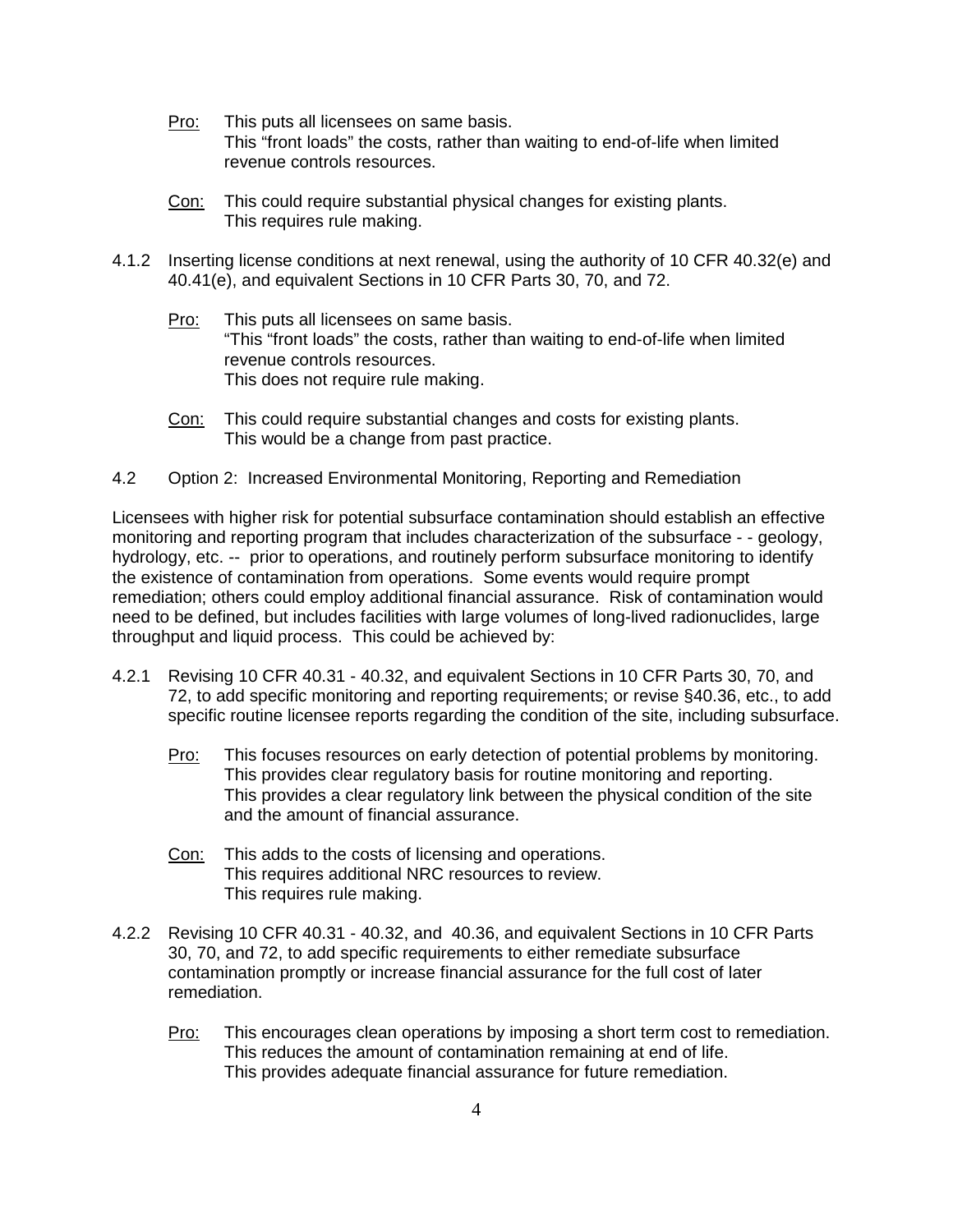<u>Pro:</u> This puts all licensees on same basis.
This "front loads" the costs, rather than waiting to end-of-life when limited revenue controls resources.

<u>Con:</u> This could require substantial physical changes for existing plants.
This requires rule making.

4.1.2 Inserting license conditions at next renewal, using the authority of 10 CFR 40.32(e) and 40.41(e), and equivalent Sections in 10 CFR Parts 30, 70, and 72.

<u>Pro:</u> This puts all licensees on same basis.
"This "front loads" the costs, rather than waiting to end-of-life when limited revenue controls resources.
This does not require rule making.

<u>Con:</u> This could require substantial changes and costs for existing plants.
This would be a change from past practice.

4.2 Option 2: Increased Environmental Monitoring, Reporting and Remediation

Licensees with higher risk for potential subsurface contamination should establish an effective monitoring and reporting program that includes characterization of the subsurface - - geology, hydrology, etc. -- prior to operations, and routinely perform subsurface monitoring to identify the existence of contamination from operations. Some events would require prompt remediation; others could employ additional financial assurance. Risk of contamination would need to be defined, but includes facilities with large volumes of long-lived radionuclides, large throughput and liquid process. This could be achieved by:

4.2.1 Revising 10 CFR 40.31 - 40.32, and equivalent Sections in 10 CFR Parts 30, 70, and 72, to add specific monitoring and reporting requirements; or revise §40.36, etc., to add specific routine licensee reports regarding the condition of the site, including subsurface.

<u>Pro:</u> This focuses resources on early detection of potential problems by monitoring.
This provides clear regulatory basis for routine monitoring and reporting.
This provides a clear regulatory link between the physical condition of the site and the amount of financial assurance.

<u>Con:</u> This adds to the costs of licensing and operations.
This requires additional NRC resources to review.
This requires rule making.

4.2.2 Revising 10 CFR 40.31 - 40.32, and 40.36, and equivalent Sections in 10 CFR Parts 30, 70, and 72, to add specific requirements to either remediate subsurface contamination promptly or increase financial assurance for the full cost of later remediation.

<u>Pro:</u> This encourages clean operations by imposing a short term cost to remediation.
This reduces the amount of contamination remaining at end of life.
This provides adequate financial assurance for future remediation.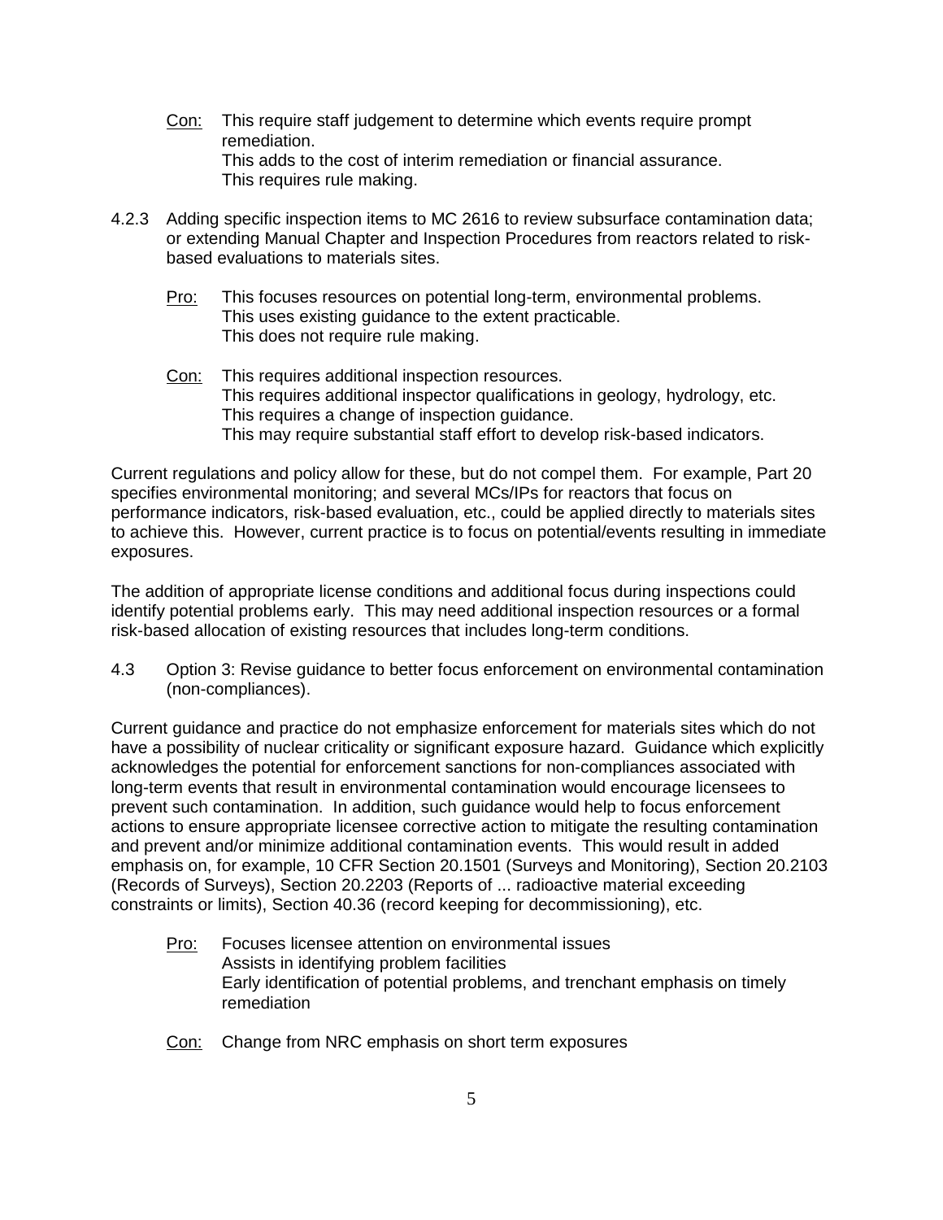Con: This require staff judgement to determine which events require prompt remediation.
This adds to the cost of interim remediation or financial assurance.
This requires rule making.

4.2.3 Adding specific inspection items to MC 2616 to review subsurface contamination data; or extending Manual Chapter and Inspection Procedures from reactors related to risk-based evaluations to materials sites.

Pro: This focuses resources on potential long-term, environmental problems.
This uses existing guidance to the extent practicable.
This does not require rule making.

Con: This requires additional inspection resources.
This requires additional inspector qualifications in geology, hydrology, etc.
This requires a change of inspection guidance.
This may require substantial staff effort to develop risk-based indicators.

Current regulations and policy allow for these, but do not compel them. For example, Part 20 specifies environmental monitoring; and several MCs/IPs for reactors that focus on performance indicators, risk-based evaluation, etc., could be applied directly to materials sites to achieve this. However, current practice is to focus on potential/events resulting in immediate exposures.

The addition of appropriate license conditions and additional focus during inspections could identify potential problems early. This may need additional inspection resources or a formal risk-based allocation of existing resources that includes long-term conditions.

4.3 Option 3: Revise guidance to better focus enforcement on environmental contamination (non-compliances).

Current guidance and practice do not emphasize enforcement for materials sites which do not have a possibility of nuclear criticality or significant exposure hazard. Guidance which explicitly acknowledges the potential for enforcement sanctions for non-compliances associated with long-term events that result in environmental contamination would encourage licensees to prevent such contamination. In addition, such guidance would help to focus enforcement actions to ensure appropriate licensee corrective action to mitigate the resulting contamination and prevent and/or minimize additional contamination events. This would result in added emphasis on, for example, 10 CFR Section 20.1501 (Surveys and Monitoring), Section 20.2103 (Records of Surveys), Section 20.2203 (Reports of ... radioactive material exceeding constraints or limits), Section 40.36 (record keeping for decommissioning), etc.

Pro: Focuses licensee attention on environmental issues
Assists in identifying problem facilities
Early identification of potential problems, and trenchant emphasis on timely remediation

Con: Change from NRC emphasis on short term exposures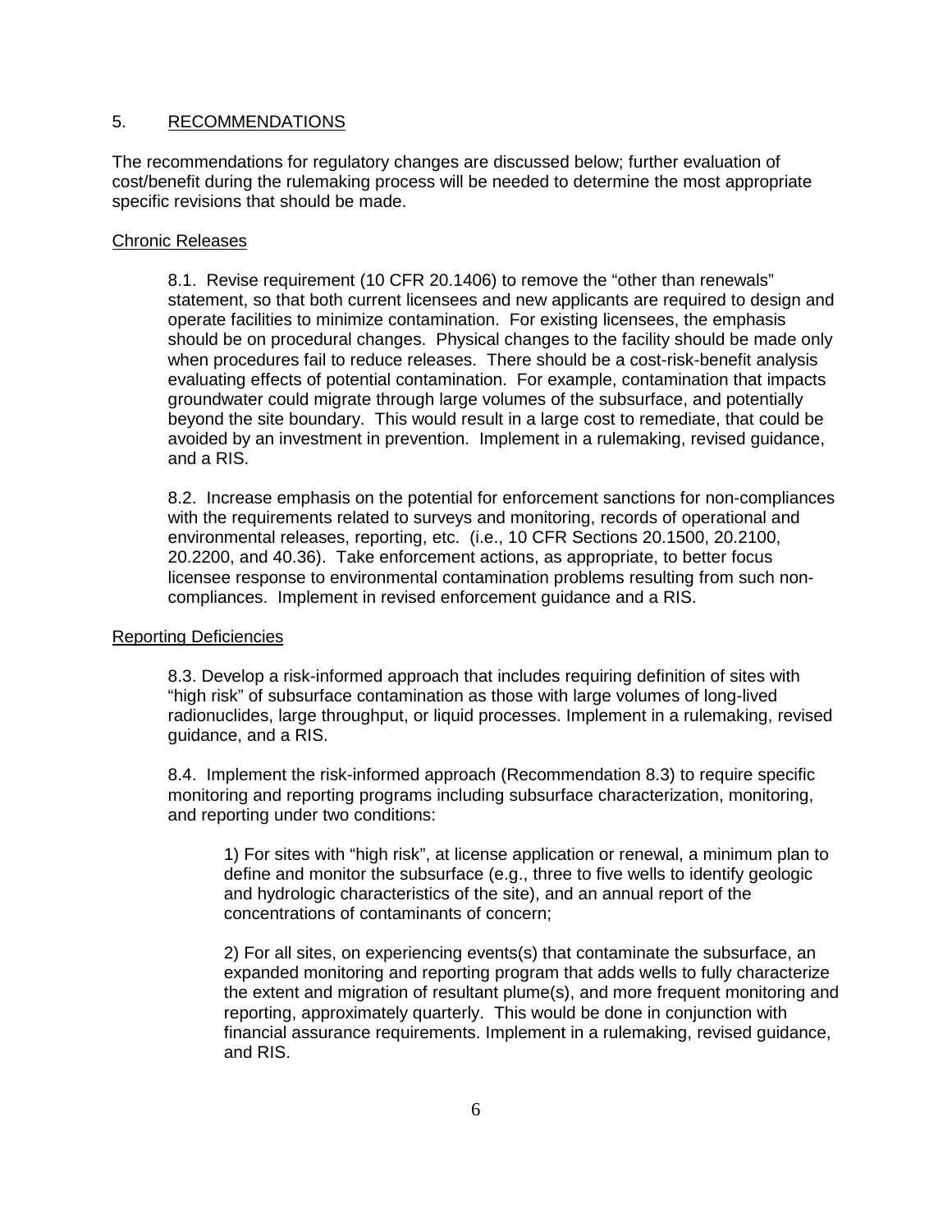## 5. RECOMMENDATIONS

The recommendations for regulatory changes are discussed below; further evaluation of cost/benefit during the rulemaking process will be needed to determine the most appropriate specific revisions that should be made.

### Chronic Releases

8.1. Revise requirement (10 CFR 20.1406) to remove the "other than renewals" statement, so that both current licensees and new applicants are required to design and operate facilities to minimize contamination. For existing licensees, the emphasis should be on procedural changes. Physical changes to the facility should be made only when procedures fail to reduce releases. There should be a cost-risk-benefit analysis evaluating effects of potential contamination. For example, contamination that impacts groundwater could migrate through large volumes of the subsurface, and potentially beyond the site boundary. This would result in a large cost to remediate, that could be avoided by an investment in prevention. Implement in a rulemaking, revised guidance, and a RIS.

8.2. Increase emphasis on the potential for enforcement sanctions for non-compliances with the requirements related to surveys and monitoring, records of operational and environmental releases, reporting, etc. (i.e., 10 CFR Sections 20.1500, 20.2100, 20.2200, and 40.36). Take enforcement actions, as appropriate, to better focus licensee response to environmental contamination problems resulting from such non-compliances. Implement in revised enforcement guidance and a RIS.

### Reporting Deficiencies

8.3. Develop a risk-informed approach that includes requiring definition of sites with "high risk" of subsurface contamination as those with large volumes of long-lived radionuclides, large throughput, or liquid processes. Implement in a rulemaking, revised guidance, and a RIS.

8.4. Implement the risk-informed approach (Recommendation 8.3) to require specific monitoring and reporting programs including subsurface characterization, monitoring, and reporting under two conditions:

1) For sites with "high risk", at license application or renewal, a minimum plan to define and monitor the subsurface (e.g., three to five wells to identify geologic and hydrologic characteristics of the site), and an annual report of the concentrations of contaminants of concern;

2) For all sites, on experiencing events(s) that contaminate the subsurface, an expanded monitoring and reporting program that adds wells to fully characterize the extent and migration of resultant plume(s), and more frequent monitoring and reporting, approximately quarterly. This would be done in conjunction with financial assurance requirements. Implement in a rulemaking, revised guidance, and RIS.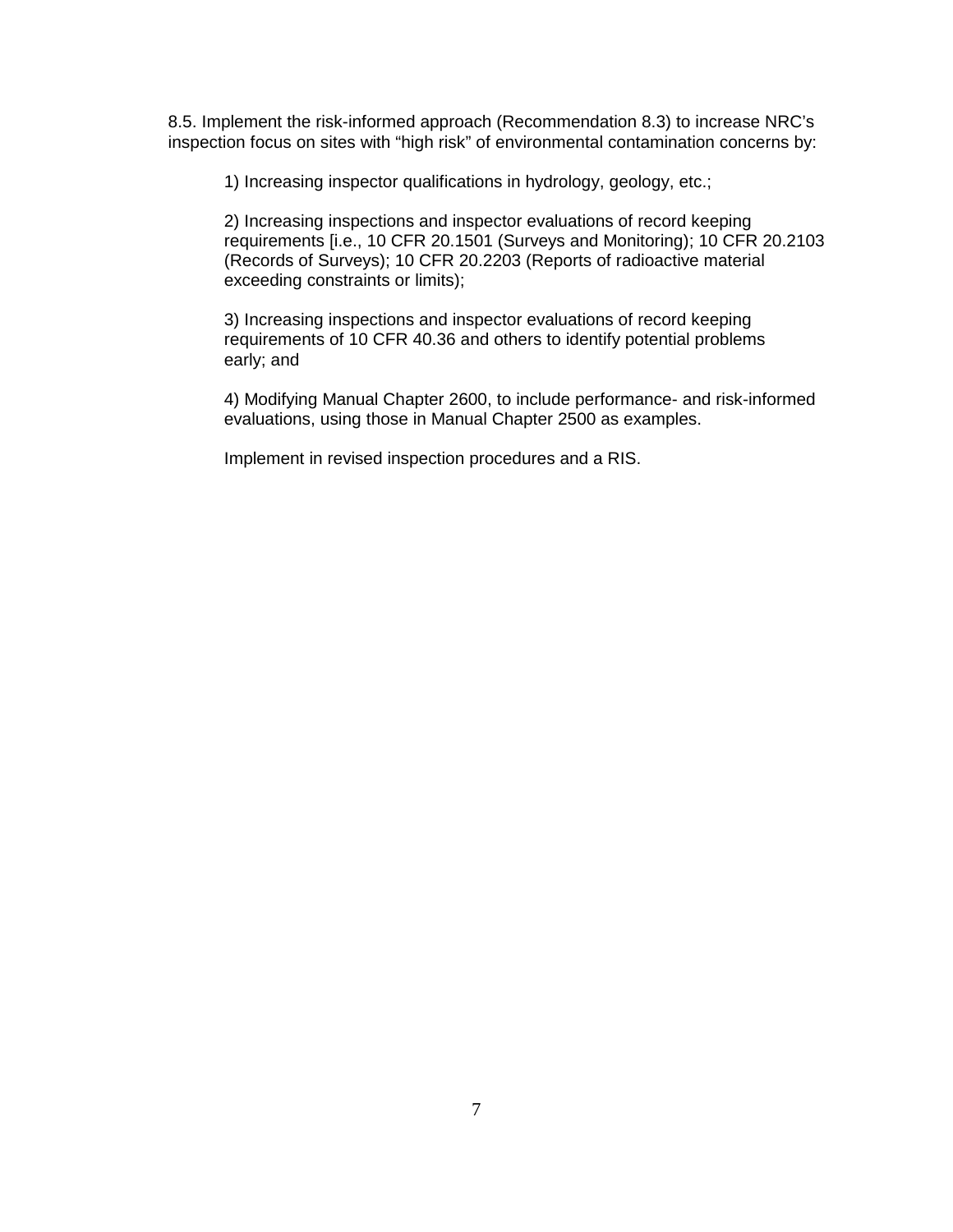8.5. Implement the risk-informed approach (Recommendation 8.3) to increase NRC's inspection focus on sites with "high risk" of environmental contamination concerns by:

1) Increasing inspector qualifications in hydrology, geology, etc.;

2) Increasing inspections and inspector evaluations of record keeping requirements [i.e., 10 CFR 20.1501 (Surveys and Monitoring); 10 CFR 20.2103 (Records of Surveys); 10 CFR 20.2203 (Reports of radioactive material exceeding constraints or limits);

3) Increasing inspections and inspector evaluations of record keeping requirements of 10 CFR 40.36 and others to identify potential problems early; and

4) Modifying Manual Chapter 2600, to include performance- and risk-informed evaluations, using those in Manual Chapter 2500 as examples.

Implement in revised inspection procedures and a RIS.